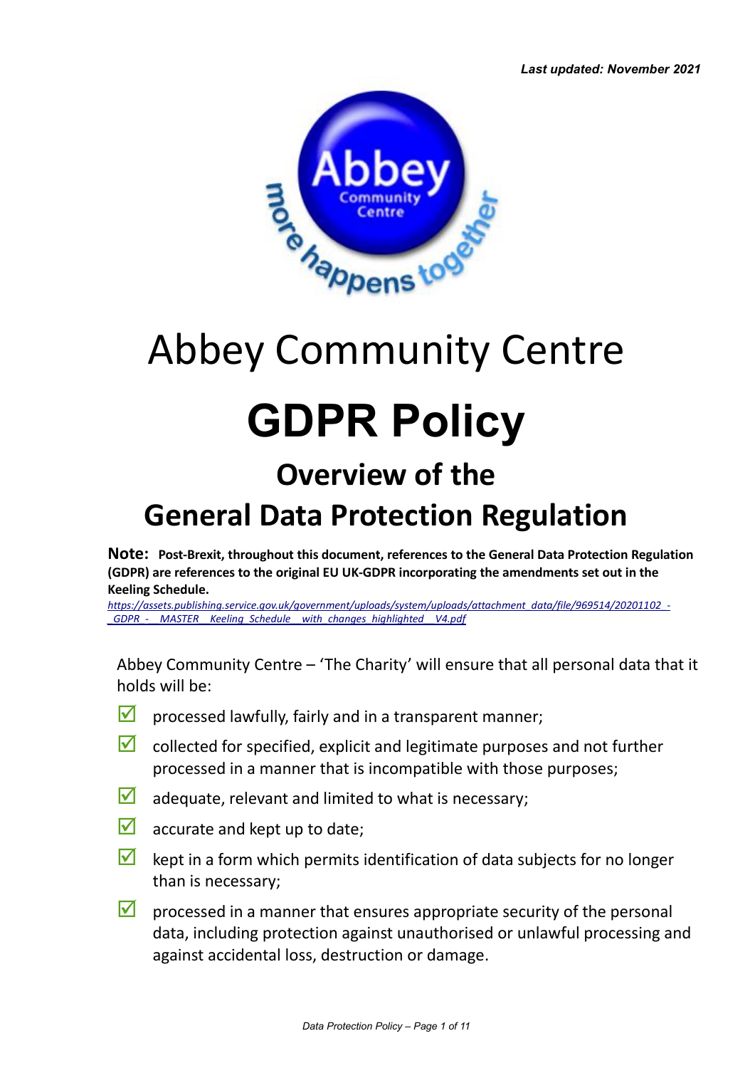*Last updated: November 2021*

# Abbey Community Centre

# GDPR Policy

## Overview of the General Data Protection Regulation

**Note:** **Post-Brexit, throughout this document, references to the General Data Protection Regulation (GDPR) are references to the original EU UK-GDPR incorporating the amendments set out in the Keeling Schedule.**

*https://assets.publishing.service.gov.uk/government/uploads/system/uploads/attachment_data/file/969514/20201102_-_GDPR_-__MASTER__Keeling_Schedule__with_changes_highlighted__V4.pdf*

Abbey Community Centre – 'The Charity' will ensure that all personal data that it holds will be:

- ☑ processed lawfully, fairly and in a transparent manner;
- ☑ collected for specified, explicit and legitimate purposes and not further processed in a manner that is incompatible with those purposes;
- ☑ adequate, relevant and limited to what is necessary;
- ☑ accurate and kept up to date;
- ☑ kept in a form which permits identification of data subjects for no longer than is necessary;
- ☑ processed in a manner that ensures appropriate security of the personal data, including protection against unauthorised or unlawful processing and against accidental loss, destruction or damage.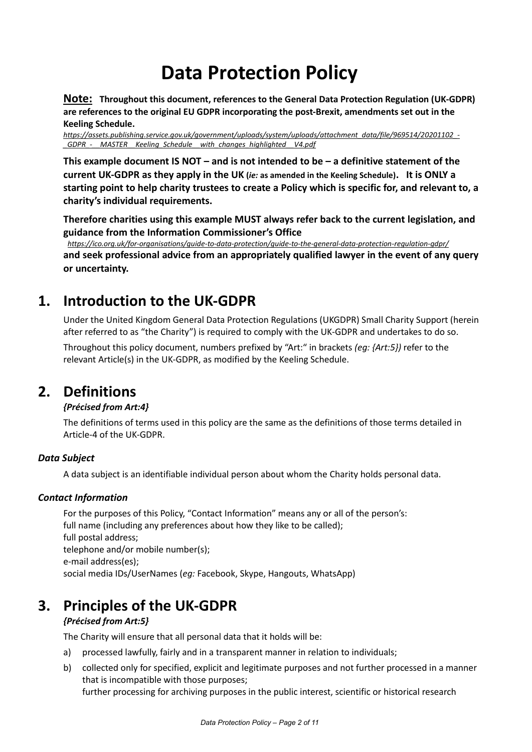# Data Protection Policy

**Note: Throughout this document, references to the General Data Protection Regulation (UK-GDPR) are references to the original EU GDPR incorporating the post-Brexit, amendments set out in the Keeling Schedule.**

*https://assets.publishing.service.gov.uk/government/uploads/system/uploads/attachment_data/file/969514/20201102_-_GDPR_-__MASTER__Keeling_Schedule__with_changes_highlighted__V4.pdf*

**This example document IS NOT – and is not intended to be – a definitive statement of the current UK-GDPR as they apply in the UK (*ie:* as amended in the Keeling Schedule). It is ONLY a starting point to help charity trustees to create a Policy which is specific for, and relevant to, a charity's individual requirements.**

**Therefore charities using this example MUST always refer back to the current legislation, and guidance from the Information Commissioner's Office**

*https://ico.org.uk/for-organisations/guide-to-data-protection/guide-to-the-general-data-protection-regulation-gdpr/*

**and seek professional advice from an appropriately qualified lawyer in the event of any query or uncertainty.**

## 1. Introduction to the UK-GDPR

Under the United Kingdom General Data Protection Regulations (UKGDPR) Small Charity Support (herein after referred to as "the Charity") is required to comply with the UK-GDPR and undertakes to do so.

Throughout this policy document, numbers prefixed by "Art:" in brackets *(eg: {Art:5})* refer to the relevant Article(s) in the UK-GDPR, as modified by the Keeling Schedule.

## 2. Definitions

***{Précised from Art:4}***

The definitions of terms used in this policy are the same as the definitions of those terms detailed in Article-4 of the UK-GDPR.

### *Data Subject*

A data subject is an identifiable individual person about whom the Charity holds personal data.

### *Contact Information*

For the purposes of this Policy, "Contact Information" means any or all of the person's:
full name (including any preferences about how they like to be called);
full postal address;
telephone and/or mobile number(s);
e-mail address(es);
social media IDs/UserNames (*eg:* Facebook, Skype, Hangouts, WhatsApp)

## 3. Principles of the UK-GDPR

***{Précised from Art:5}***

The Charity will ensure that all personal data that it holds will be:

a) processed lawfully, fairly and in a transparent manner in relation to individuals;

b) collected only for specified, explicit and legitimate purposes and not further processed in a manner that is incompatible with those purposes;
further processing for archiving purposes in the public interest, scientific or historical research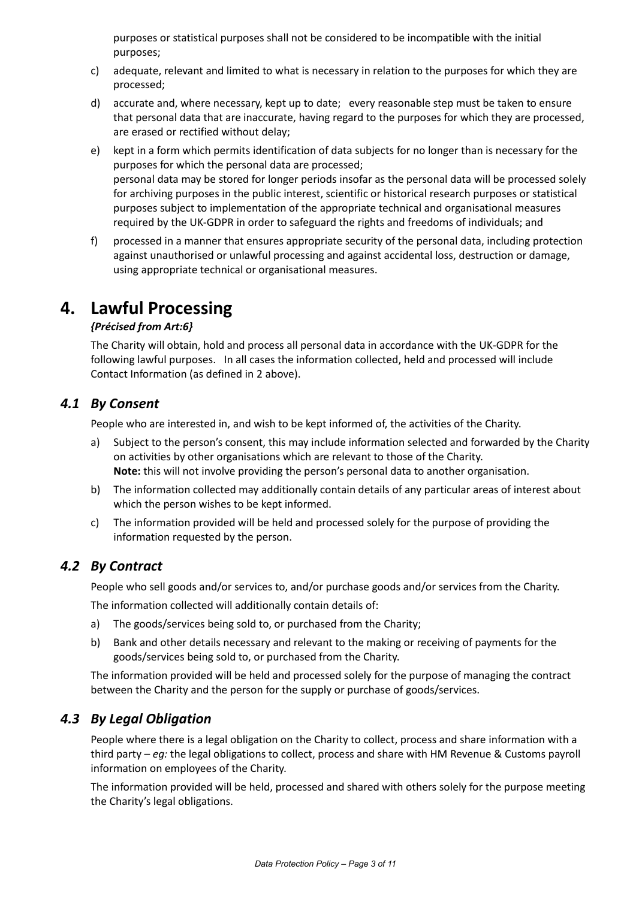purposes or statistical purposes shall not be considered to be incompatible with the initial purposes;

c) adequate, relevant and limited to what is necessary in relation to the purposes for which they are processed;

d) accurate and, where necessary, kept up to date; every reasonable step must be taken to ensure that personal data that are inaccurate, having regard to the purposes for which they are processed, are erased or rectified without delay;

e) kept in a form which permits identification of data subjects for no longer than is necessary for the purposes for which the personal data are processed;
personal data may be stored for longer periods insofar as the personal data will be processed solely for archiving purposes in the public interest, scientific or historical research purposes or statistical purposes subject to implementation of the appropriate technical and organisational measures required by the UK-GDPR in order to safeguard the rights and freedoms of individuals; and

f) processed in a manner that ensures appropriate security of the personal data, including protection against unauthorised or unlawful processing and against accidental loss, destruction or damage, using appropriate technical or organisational measures.

# 4. Lawful Processing

***{Précised from Art:6}***

The Charity will obtain, hold and process all personal data in accordance with the UK-GDPR for the following lawful purposes. In all cases the information collected, held and processed will include Contact Information (as defined in 2 above).

## *4.1 By Consent*

People who are interested in, and wish to be kept informed of, the activities of the Charity.

a) Subject to the person's consent, this may include information selected and forwarded by the Charity on activities by other organisations which are relevant to those of the Charity.
**Note:** this will not involve providing the person's personal data to another organisation.

b) The information collected may additionally contain details of any particular areas of interest about which the person wishes to be kept informed.

c) The information provided will be held and processed solely for the purpose of providing the information requested by the person.

## *4.2 By Contract*

People who sell goods and/or services to, and/or purchase goods and/or services from the Charity.

The information collected will additionally contain details of:

a) The goods/services being sold to, or purchased from the Charity;

b) Bank and other details necessary and relevant to the making or receiving of payments for the goods/services being sold to, or purchased from the Charity.

The information provided will be held and processed solely for the purpose of managing the contract between the Charity and the person for the supply or purchase of goods/services.

## *4.3 By Legal Obligation*

People where there is a legal obligation on the Charity to collect, process and share information with a third party – *eg:* the legal obligations to collect, process and share with HM Revenue & Customs payroll information on employees of the Charity.

The information provided will be held, processed and shared with others solely for the purpose meeting the Charity's legal obligations.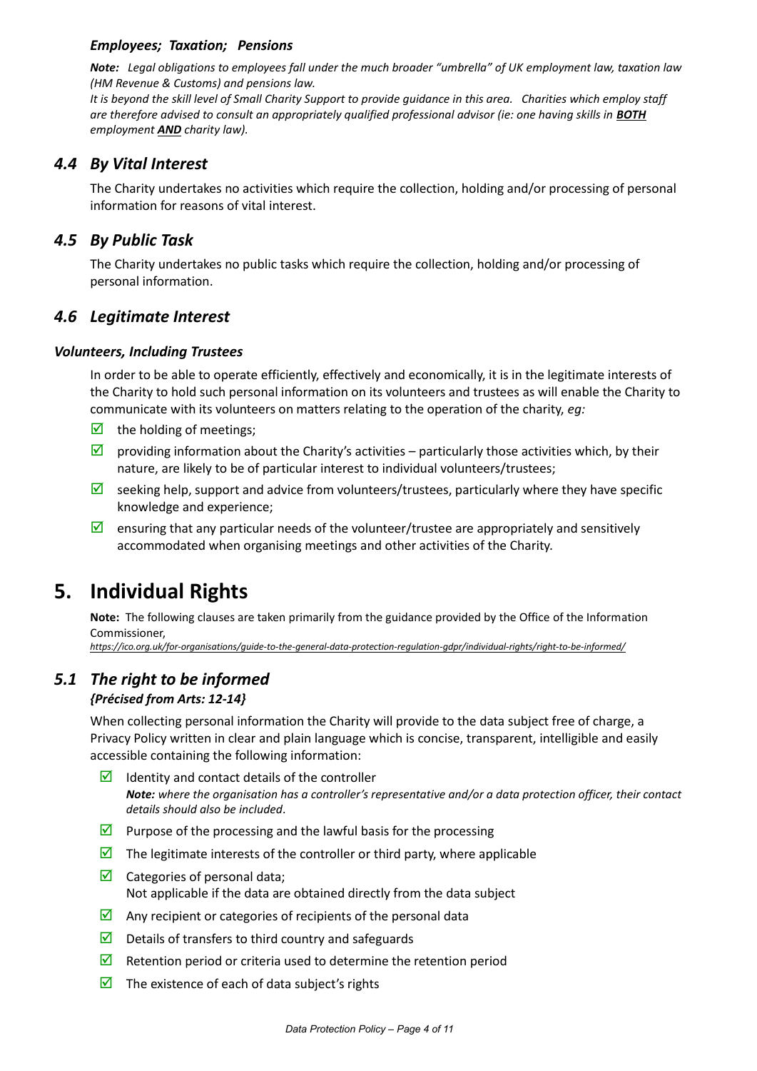### *Employees; Taxation; Pensions*

***Note:*** *Legal obligations to employees fall under the much broader "umbrella" of UK employment law, taxation law (HM Revenue & Customs) and pensions law.*
*It is beyond the skill level of Small Charity Support to provide guidance in this area. Charities which employ staff are therefore advised to consult an appropriately qualified professional advisor (ie: one having skills in* ***BOTH*** *employment* ***AND*** *charity law).*

## *4.4 By Vital Interest*

The Charity undertakes no activities which require the collection, holding and/or processing of personal information for reasons of vital interest.

## *4.5 By Public Task*

The Charity undertakes no public tasks which require the collection, holding and/or processing of personal information.

## *4.6 Legitimate Interest*

### *Volunteers, Including Trustees*

In order to be able to operate efficiently, effectively and economically, it is in the legitimate interests of the Charity to hold such personal information on its volunteers and trustees as will enable the Charity to communicate with its volunteers on matters relating to the operation of the charity, *eg:*

- ☑ the holding of meetings;
- ☑ providing information about the Charity's activities – particularly those activities which, by their nature, are likely to be of particular interest to individual volunteers/trustees;
- ☑ seeking help, support and advice from volunteers/trustees, particularly where they have specific knowledge and experience;
- ☑ ensuring that any particular needs of the volunteer/trustee are appropriately and sensitively accommodated when organising meetings and other activities of the Charity.

# 5. Individual Rights

**Note:** The following clauses are taken primarily from the guidance provided by the Office of the Information Commissioner,
*https://ico.org.uk/for-organisations/guide-to-the-general-data-protection-regulation-gdpr/individual-rights/right-to-be-informed/*

## *5.1 The right to be informed*

***{Précised from Arts: 12-14}***

When collecting personal information the Charity will provide to the data subject free of charge, a Privacy Policy written in clear and plain language which is concise, transparent, intelligible and easily accessible containing the following information:

- ☑ Identity and contact details of the controller
  ***Note:*** *where the organisation has a controller's representative and/or a data protection officer, their contact details should also be included*.
- ☑ Purpose of the processing and the lawful basis for the processing
- ☑ The legitimate interests of the controller or third party, where applicable
- ☑ Categories of personal data;
  Not applicable if the data are obtained directly from the data subject
- ☑ Any recipient or categories of recipients of the personal data
- ☑ Details of transfers to third country and safeguards
- ☑ Retention period or criteria used to determine the retention period
- ☑ The existence of each of data subject's rights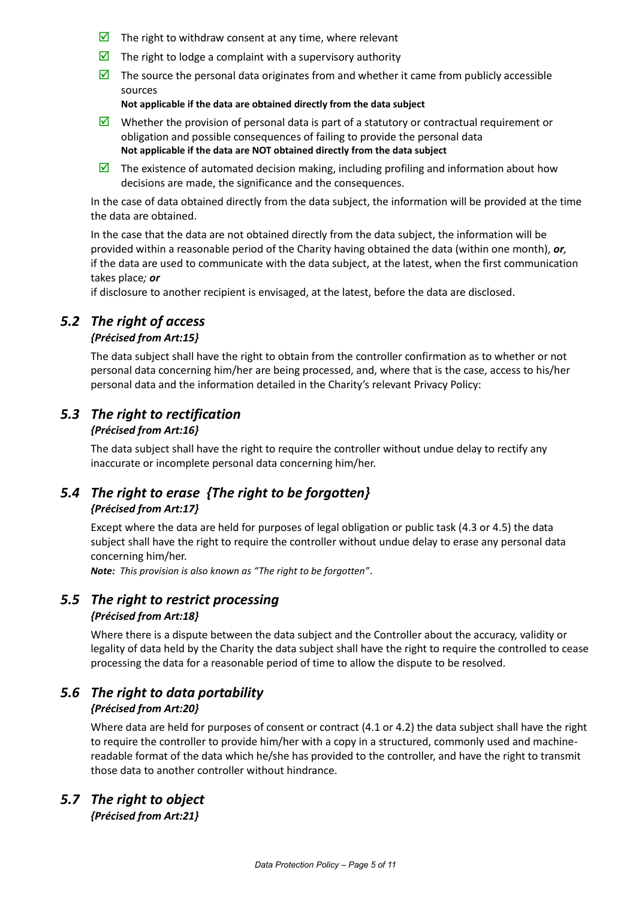- ☑ The right to withdraw consent at any time, where relevant
- ☑ The right to lodge a complaint with a supervisory authority
- ☑ The source the personal data originates from and whether it came from publicly accessible sources
  **Not applicable if the data are obtained directly from the data subject**
- ☑ Whether the provision of personal data is part of a statutory or contractual requirement or obligation and possible consequences of failing to provide the personal data
  **Not applicable if the data are NOT obtained directly from the data subject**
- ☑ The existence of automated decision making, including profiling and information about how decisions are made, the significance and the consequences.

In the case of data obtained directly from the data subject, the information will be provided at the time the data are obtained.

In the case that the data are not obtained directly from the data subject, the information will be provided within a reasonable period of the Charity having obtained the data (within one month), ***or,***
if the data are used to communicate with the data subject, at the latest, when the first communication takes place***; or***
if disclosure to another recipient is envisaged, at the latest, before the data are disclosed.

## *5.2 The right of access*

***{Précised from Art:15}***

The data subject shall have the right to obtain from the controller confirmation as to whether or not personal data concerning him/her are being processed, and, where that is the case, access to his/her personal data and the information detailed in the Charity's relevant Privacy Policy:

## *5.3 The right to rectification*

***{Précised from Art:16}***

The data subject shall have the right to require the controller without undue delay to rectify any inaccurate or incomplete personal data concerning him/her.

## *5.4 The right to erase {The right to be forgotten}*

***{Précised from Art:17}***

Except where the data are held for purposes of legal obligation or public task (4.3 or 4.5) the data subject shall have the right to require the controller without undue delay to erase any personal data concerning him/her.
***Note:*** *This provision is also known as "The right to be forgotten"*.

## *5.5 The right to restrict processing*

***{Précised from Art:18}***

Where there is a dispute between the data subject and the Controller about the accuracy, validity or legality of data held by the Charity the data subject shall have the right to require the controlled to cease processing the data for a reasonable period of time to allow the dispute to be resolved.

## *5.6 The right to data portability*

***{Précised from Art:20}***

Where data are held for purposes of consent or contract (4.1 or 4.2) the data subject shall have the right to require the controller to provide him/her with a copy in a structured, commonly used and machine-readable format of the data which he/she has provided to the controller, and have the right to transmit those data to another controller without hindrance.

## *5.7 The right to object*

***{Précised from Art:21}***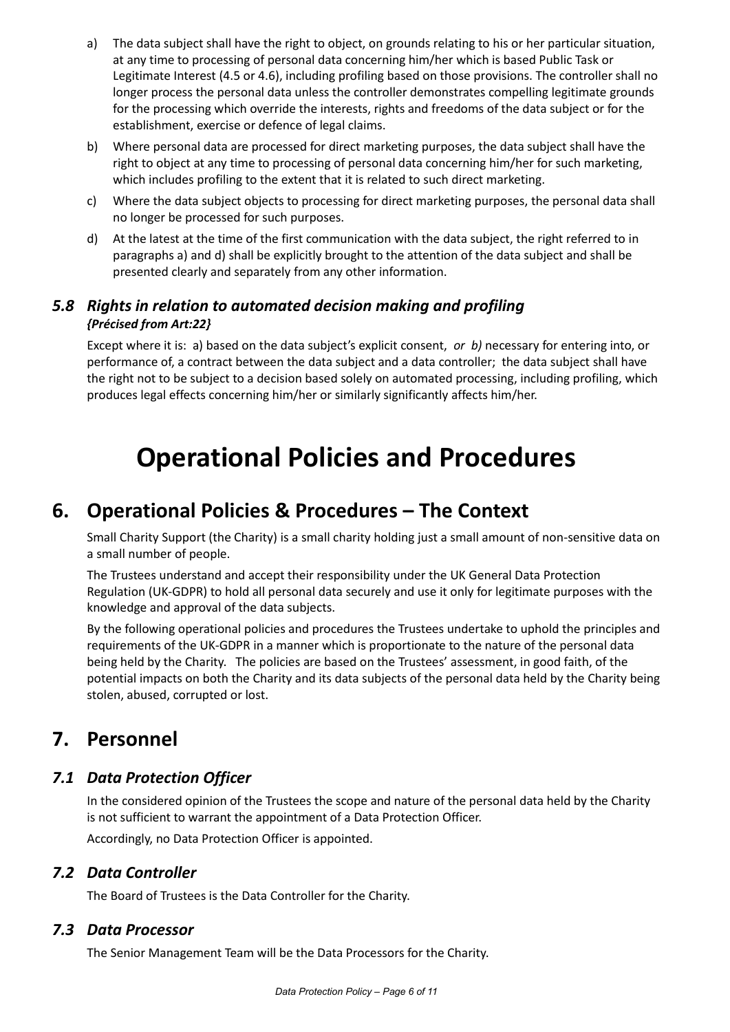a) The data subject shall have the right to object, on grounds relating to his or her particular situation, at any time to processing of personal data concerning him/her which is based Public Task or Legitimate Interest (4.5 or 4.6), including profiling based on those provisions. The controller shall no longer process the personal data unless the controller demonstrates compelling legitimate grounds for the processing which override the interests, rights and freedoms of the data subject or for the establishment, exercise or defence of legal claims.

b) Where personal data are processed for direct marketing purposes, the data subject shall have the right to object at any time to processing of personal data concerning him/her for such marketing, which includes profiling to the extent that it is related to such direct marketing.

c) Where the data subject objects to processing for direct marketing purposes, the personal data shall no longer be processed for such purposes.

d) At the latest at the time of the first communication with the data subject, the right referred to in paragraphs a) and d) shall be explicitly brought to the attention of the data subject and shall be presented clearly and separately from any other information.

### *5.8 Rights in relation to automated decision making and profiling*

***{Précised from Art:22}***

Except where it is: a) based on the data subject's explicit consent, *or b)* necessary for entering into, or performance of, a contract between the data subject and a data controller; the data subject shall have the right not to be subject to a decision based solely on automated processing, including profiling, which produces legal effects concerning him/her or similarly significantly affects him/her.

# Operational Policies and Procedures

## 6. Operational Policies & Procedures – The Context

Small Charity Support (the Charity) is a small charity holding just a small amount of non-sensitive data on a small number of people.

The Trustees understand and accept their responsibility under the UK General Data Protection Regulation (UK-GDPR) to hold all personal data securely and use it only for legitimate purposes with the knowledge and approval of the data subjects.

By the following operational policies and procedures the Trustees undertake to uphold the principles and requirements of the UK-GDPR in a manner which is proportionate to the nature of the personal data being held by the Charity. The policies are based on the Trustees' assessment, in good faith, of the potential impacts on both the Charity and its data subjects of the personal data held by the Charity being stolen, abused, corrupted or lost.

## 7. Personnel

### *7.1 Data Protection Officer*

In the considered opinion of the Trustees the scope and nature of the personal data held by the Charity is not sufficient to warrant the appointment of a Data Protection Officer.

Accordingly, no Data Protection Officer is appointed.

### *7.2 Data Controller*

The Board of Trustees is the Data Controller for the Charity.

### *7.3 Data Processor*

The Senior Management Team will be the Data Processors for the Charity.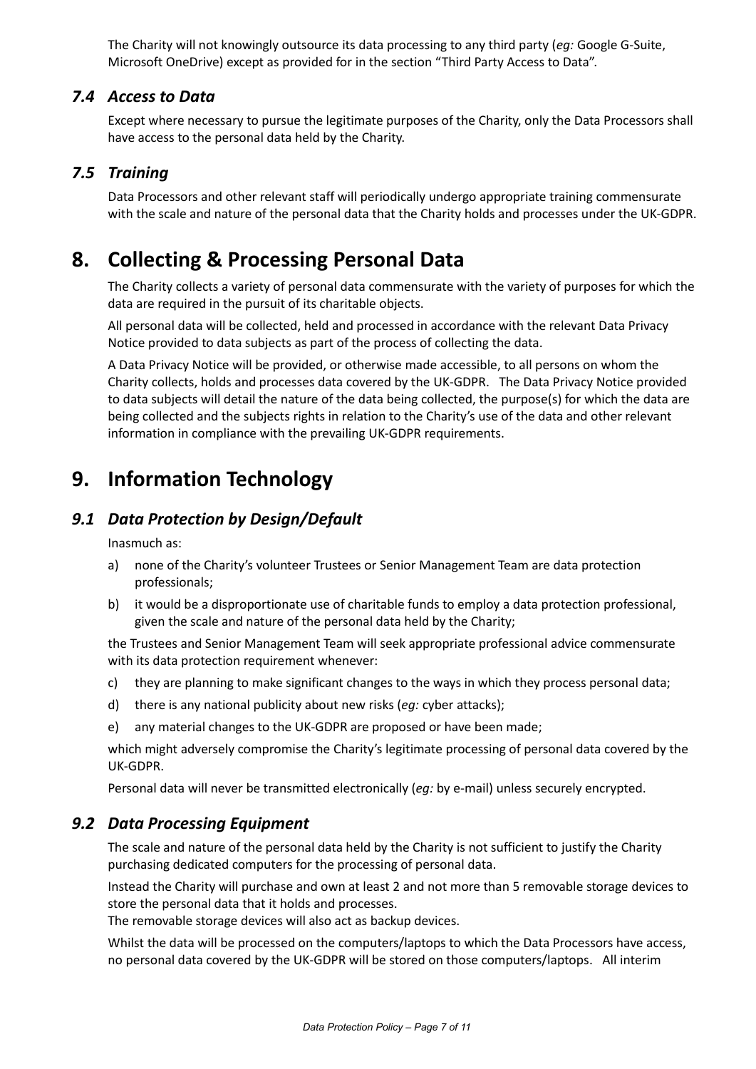The Charity will not knowingly outsource its data processing to any third party (*eg:* Google G-Suite, Microsoft OneDrive) except as provided for in the section "Third Party Access to Data".

### *7.4 Access to Data*

Except where necessary to pursue the legitimate purposes of the Charity, only the Data Processors shall have access to the personal data held by the Charity.

### *7.5 Training*

Data Processors and other relevant staff will periodically undergo appropriate training commensurate with the scale and nature of the personal data that the Charity holds and processes under the UK-GDPR.

## 8. Collecting & Processing Personal Data

The Charity collects a variety of personal data commensurate with the variety of purposes for which the data are required in the pursuit of its charitable objects.

All personal data will be collected, held and processed in accordance with the relevant Data Privacy Notice provided to data subjects as part of the process of collecting the data.

A Data Privacy Notice will be provided, or otherwise made accessible, to all persons on whom the Charity collects, holds and processes data covered by the UK-GDPR. The Data Privacy Notice provided to data subjects will detail the nature of the data being collected, the purpose(s) for which the data are being collected and the subjects rights in relation to the Charity's use of the data and other relevant information in compliance with the prevailing UK-GDPR requirements.

## 9. Information Technology

### *9.1 Data Protection by Design/Default*

Inasmuch as:

a) none of the Charity's volunteer Trustees or Senior Management Team are data protection professionals;
b) it would be a disproportionate use of charitable funds to employ a data protection professional, given the scale and nature of the personal data held by the Charity;

the Trustees and Senior Management Team will seek appropriate professional advice commensurate with its data protection requirement whenever:

c) they are planning to make significant changes to the ways in which they process personal data;
d) there is any national publicity about new risks (*eg:* cyber attacks);
e) any material changes to the UK-GDPR are proposed or have been made;

which might adversely compromise the Charity's legitimate processing of personal data covered by the UK-GDPR.

Personal data will never be transmitted electronically (*eg:* by e-mail) unless securely encrypted.

### *9.2 Data Processing Equipment*

The scale and nature of the personal data held by the Charity is not sufficient to justify the Charity purchasing dedicated computers for the processing of personal data.

Instead the Charity will purchase and own at least 2 and not more than 5 removable storage devices to store the personal data that it holds and processes.
The removable storage devices will also act as backup devices.

Whilst the data will be processed on the computers/laptops to which the Data Processors have access, no personal data covered by the UK-GDPR will be stored on those computers/laptops. All interim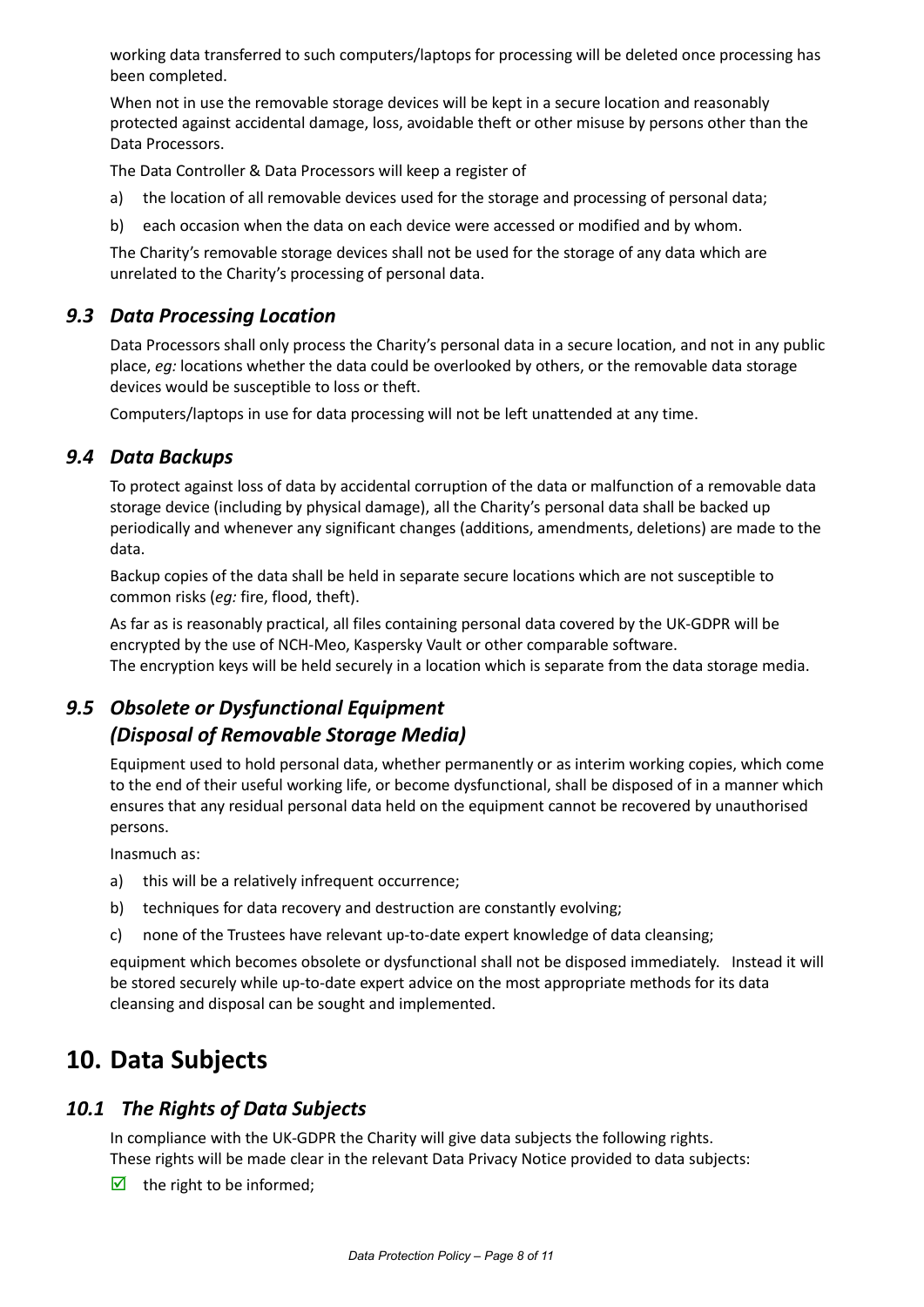working data transferred to such computers/laptops for processing will be deleted once processing has been completed.

When not in use the removable storage devices will be kept in a secure location and reasonably protected against accidental damage, loss, avoidable theft or other misuse by persons other than the Data Processors.

The Data Controller & Data Processors will keep a register of

a) the location of all removable devices used for the storage and processing of personal data;

b) each occasion when the data on each device were accessed or modified and by whom.

The Charity's removable storage devices shall not be used for the storage of any data which are unrelated to the Charity's processing of personal data.

### *9.3 Data Processing Location*

Data Processors shall only process the Charity's personal data in a secure location, and not in any public place, *eg:* locations whether the data could be overlooked by others, or the removable data storage devices would be susceptible to loss or theft.

Computers/laptops in use for data processing will not be left unattended at any time.

### *9.4 Data Backups*

To protect against loss of data by accidental corruption of the data or malfunction of a removable data storage device (including by physical damage), all the Charity's personal data shall be backed up periodically and whenever any significant changes (additions, amendments, deletions) are made to the data.

Backup copies of the data shall be held in separate secure locations which are not susceptible to common risks (*eg:* fire, flood, theft).

As far as is reasonably practical, all files containing personal data covered by the UK-GDPR will be encrypted by the use of NCH-Meo, Kaspersky Vault or other comparable software.
The encryption keys will be held securely in a location which is separate from the data storage media.

### *9.5 Obsolete or Dysfunctional Equipment (Disposal of Removable Storage Media)*

Equipment used to hold personal data, whether permanently or as interim working copies, which come to the end of their useful working life, or become dysfunctional, shall be disposed of in a manner which ensures that any residual personal data held on the equipment cannot be recovered by unauthorised persons.

Inasmuch as:

a) this will be a relatively infrequent occurrence;

b) techniques for data recovery and destruction are constantly evolving;

c) none of the Trustees have relevant up-to-date expert knowledge of data cleansing;

equipment which becomes obsolete or dysfunctional shall not be disposed immediately. Instead it will be stored securely while up-to-date expert advice on the most appropriate methods for its data cleansing and disposal can be sought and implemented.

## 10. Data Subjects

### *10.1 The Rights of Data Subjects*

In compliance with the UK-GDPR the Charity will give data subjects the following rights.
These rights will be made clear in the relevant Data Privacy Notice provided to data subjects:

- ☑ the right to be informed;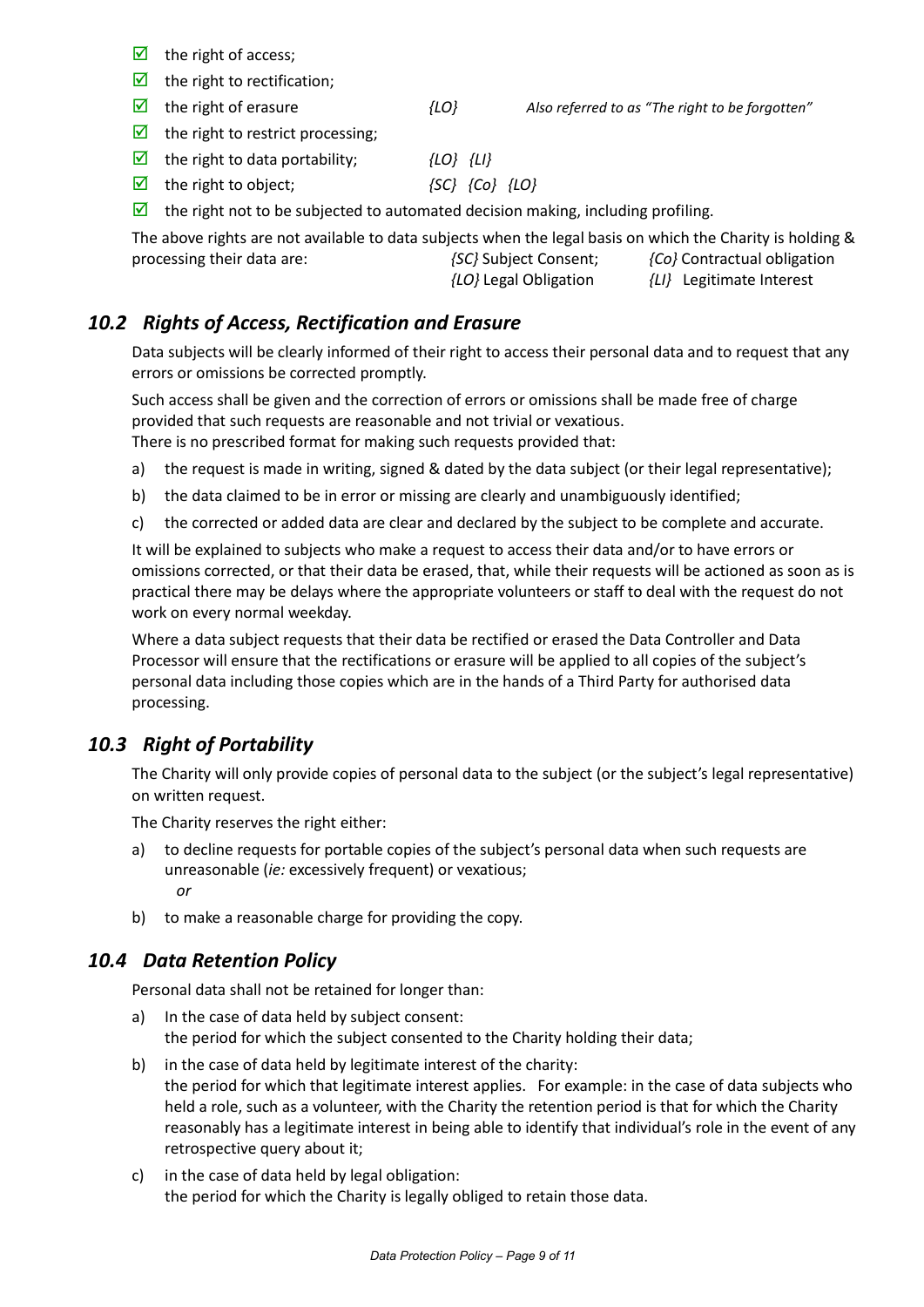- ☑ the right of access;
- ☑ the right to rectification;
- ☑ the right of erasure *{LO}* *Also referred to as "The right to be forgotten"*
- ☑ the right to restrict processing;
- ☑ the right to data portability; *{LO} {LI}*
- ☑ the right to object; *{SC} {Co} {LO}*
- ☑ the right not to be subjected to automated decision making, including profiling.

The above rights are not available to data subjects when the legal basis on which the Charity is holding & processing their data are: *{SC}* Subject Consent; *{Co}* Contractual obligation *{LO}* Legal Obligation *{LI}* Legitimate Interest

## *10.2 Rights of Access, Rectification and Erasure*

Data subjects will be clearly informed of their right to access their personal data and to request that any errors or omissions be corrected promptly.

Such access shall be given and the correction of errors or omissions shall be made free of charge provided that such requests are reasonable and not trivial or vexatious.
There is no prescribed format for making such requests provided that:

a) the request is made in writing, signed & dated by the data subject (or their legal representative);

b) the data claimed to be in error or missing are clearly and unambiguously identified;

c) the corrected or added data are clear and declared by the subject to be complete and accurate.

It will be explained to subjects who make a request to access their data and/or to have errors or omissions corrected, or that their data be erased, that, while their requests will be actioned as soon as is practical there may be delays where the appropriate volunteers or staff to deal with the request do not work on every normal weekday.

Where a data subject requests that their data be rectified or erased the Data Controller and Data Processor will ensure that the rectifications or erasure will be applied to all copies of the subject's personal data including those copies which are in the hands of a Third Party for authorised data processing.

## *10.3 Right of Portability*

The Charity will only provide copies of personal data to the subject (or the subject's legal representative) on written request.

The Charity reserves the right either:

a) to decline requests for portable copies of the subject's personal data when such requests are unreasonable (*ie:* excessively frequent) or vexatious;
   *or*

b) to make a reasonable charge for providing the copy.

## *10.4 Data Retention Policy*

Personal data shall not be retained for longer than:

a) In the case of data held by subject consent:
   the period for which the subject consented to the Charity holding their data;

b) in the case of data held by legitimate interest of the charity:
   the period for which that legitimate interest applies. For example: in the case of data subjects who held a role, such as a volunteer, with the Charity the retention period is that for which the Charity reasonably has a legitimate interest in being able to identify that individual's role in the event of any retrospective query about it;

c) in the case of data held by legal obligation:
   the period for which the Charity is legally obliged to retain those data.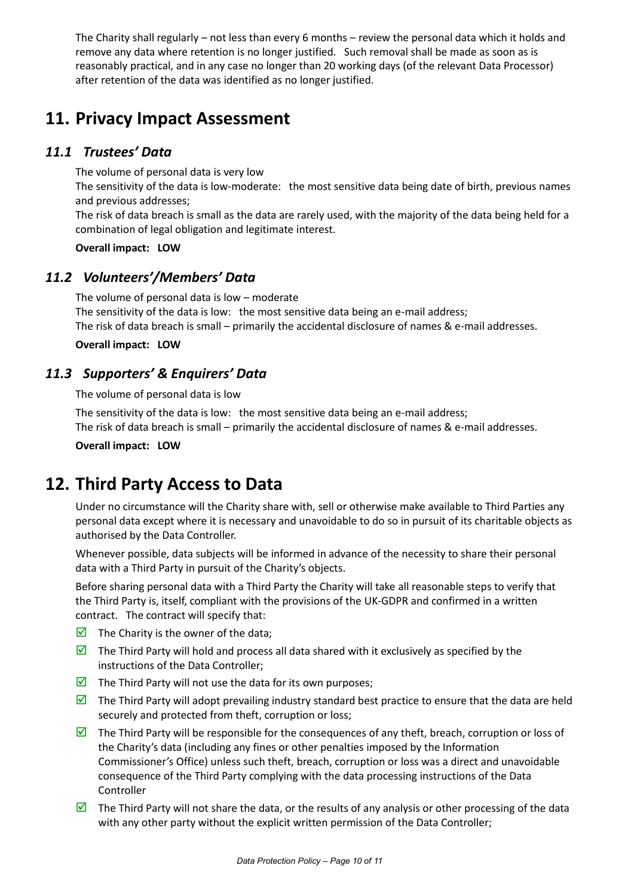The Charity shall regularly – not less than every 6 months – review the personal data which it holds and remove any data where retention is no longer justified. Such removal shall be made as soon as is reasonably practical, and in any case no longer than 20 working days (of the relevant Data Processor) after retention of the data was identified as no longer justified.

# 11. Privacy Impact Assessment

## *11.1 Trustees' Data*

The volume of personal data is very low

The sensitivity of the data is low-moderate: the most sensitive data being date of birth, previous names and previous addresses;

The risk of data breach is small as the data are rarely used, with the majority of the data being held for a combination of legal obligation and legitimate interest.

**Overall impact: LOW**

## *11.2 Volunteers'/Members' Data*

The volume of personal data is low – moderate

The sensitivity of the data is low: the most sensitive data being an e-mail address;

The risk of data breach is small – primarily the accidental disclosure of names & e-mail addresses.

**Overall impact: LOW**

## *11.3 Supporters' & Enquirers' Data*

The volume of personal data is low

The sensitivity of the data is low: the most sensitive data being an e-mail address;

The risk of data breach is small – primarily the accidental disclosure of names & e-mail addresses.

**Overall impact: LOW**

# 12. Third Party Access to Data

Under no circumstance will the Charity share with, sell or otherwise make available to Third Parties any personal data except where it is necessary and unavoidable to do so in pursuit of its charitable objects as authorised by the Data Controller.

Whenever possible, data subjects will be informed in advance of the necessity to share their personal data with a Third Party in pursuit of the Charity's objects.

Before sharing personal data with a Third Party the Charity will take all reasonable steps to verify that the Third Party is, itself, compliant with the provisions of the UK-GDPR and confirmed in a written contract. The contract will specify that:

- ☑ The Charity is the owner of the data;
- ☑ The Third Party will hold and process all data shared with it exclusively as specified by the instructions of the Data Controller;
- ☑ The Third Party will not use the data for its own purposes;
- ☑ The Third Party will adopt prevailing industry standard best practice to ensure that the data are held securely and protected from theft, corruption or loss;
- ☑ The Third Party will be responsible for the consequences of any theft, breach, corruption or loss of the Charity's data (including any fines or other penalties imposed by the Information Commissioner's Office) unless such theft, breach, corruption or loss was a direct and unavoidable consequence of the Third Party complying with the data processing instructions of the Data Controller
- ☑ The Third Party will not share the data, or the results of any analysis or other processing of the data with any other party without the explicit written permission of the Data Controller;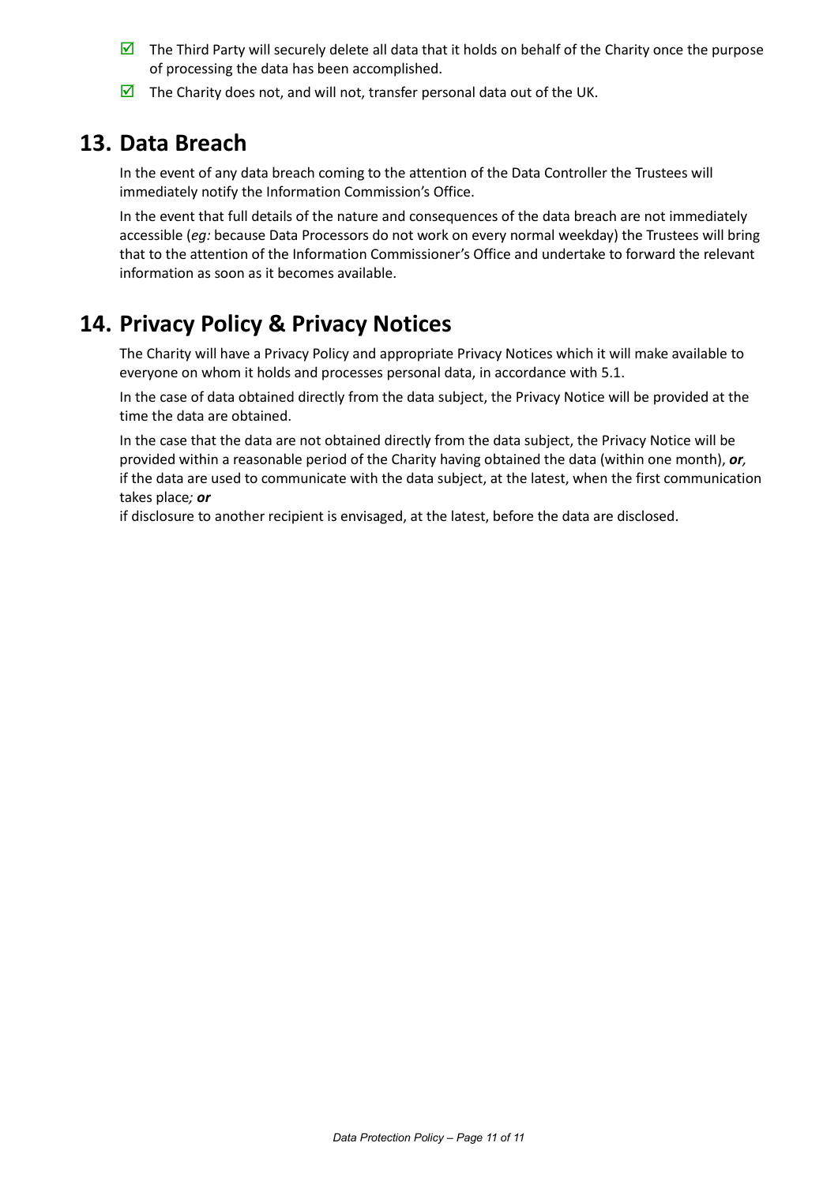- ☑ The Third Party will securely delete all data that it holds on behalf of the Charity once the purpose of processing the data has been accomplished.
- ☑ The Charity does not, and will not, transfer personal data out of the UK.

## 13. Data Breach

In the event of any data breach coming to the attention of the Data Controller the Trustees will immediately notify the Information Commission's Office.

In the event that full details of the nature and consequences of the data breach are not immediately accessible (*eg:* because Data Processors do not work on every normal weekday) the Trustees will bring that to the attention of the Information Commissioner's Office and undertake to forward the relevant information as soon as it becomes available.

## 14. Privacy Policy & Privacy Notices

The Charity will have a Privacy Policy and appropriate Privacy Notices which it will make available to everyone on whom it holds and processes personal data, in accordance with 5.1.

In the case of data obtained directly from the data subject, the Privacy Notice will be provided at the time the data are obtained.

In the case that the data are not obtained directly from the data subject, the Privacy Notice will be provided within a reasonable period of the Charity having obtained the data (within one month), ***or,***
if the data are used to communicate with the data subject, at the latest, when the first communication takes place***; or***
if disclosure to another recipient is envisaged, at the latest, before the data are disclosed.